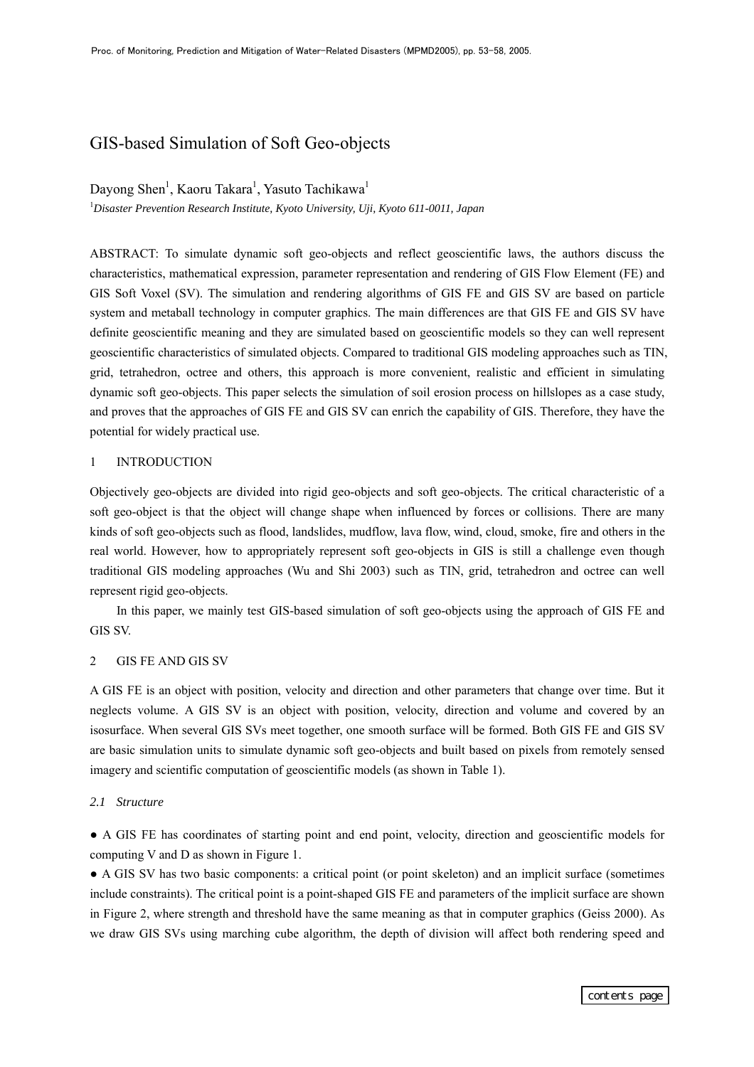# GIS-based Simulation of Soft Geo-objects

Dayong Shen[1], Kaoru Takara[1], Yasuto Tachikawa[1]

[1]*Disaster Prevention Research Institute, Kyoto University, Uji, Kyoto 611-0011, Japan*

ABSTRACT: To simulate dynamic soft geo-objects and reflect geoscientific laws, the authors discuss the characteristics, mathematical expression, parameter representation and rendering of GIS Flow Element (FE) and GIS Soft Voxel (SV). The simulation and rendering algorithms of GIS FE and GIS SV are based on particle system and metaball technology in computer graphics. The main differences are that GIS FE and GIS SV have definite geoscientific meaning and they are simulated based on geoscientific models so they can well represent geoscientific characteristics of simulated objects. Compared to traditional GIS modeling approaches such as TIN, grid, tetrahedron, octree and others, this approach is more convenient, realistic and efficient in simulating dynamic soft geo-objects. This paper selects the simulation of soil erosion process on hillslopes as a case study, and proves that the approaches of GIS FE and GIS SV can enrich the capability of GIS. Therefore, they have the potential for widely practical use.

## 1 INTRODUCTION

Objectively geo-objects are divided into rigid geo-objects and soft geo-objects. The critical characteristic of a soft geo-object is that the object will change shape when influenced by forces or collisions. There are many kinds of soft geo-objects such as flood, landslides, mudflow, lava flow, wind, cloud, smoke, fire and others in the real world. However, how to appropriately represent soft geo-objects in GIS is still a challenge even though traditional GIS modeling approaches (Wu and Shi 2003) such as TIN, grid, tetrahedron and octree can well represent rigid geo-objects.

In this paper, we mainly test GIS-based simulation of soft geo-objects using the approach of GIS FE and GIS SV.

## 2 GIS FE AND GIS SV

A GIS FE is an object with position, velocity and direction and other parameters that change over time. But it neglects volume. A GIS SV is an object with position, velocity, direction and volume and covered by an isosurface. When several GIS SVs meet together, one smooth surface will be formed. Both GIS FE and GIS SV are basic simulation units to simulate dynamic soft geo-objects and built based on pixels from remotely sensed imagery and scientific computation of geoscientific models (as shown in Table 1).

### *2.1 Structure*

● A GIS FE has coordinates of starting point and end point, velocity, direction and geoscientific models for computing V and D as shown in Figure 1.

● A GIS SV has two basic components: a critical point (or point skeleton) and an implicit surface (sometimes include constraints). The critical point is a point-shaped GIS FE and parameters of the implicit surface are shown in Figure 2, where strength and threshold have the same meaning as that in computer graphics (Geiss 2000). As we draw GIS SVs using marching cube algorithm, the depth of division will affect both rendering speed and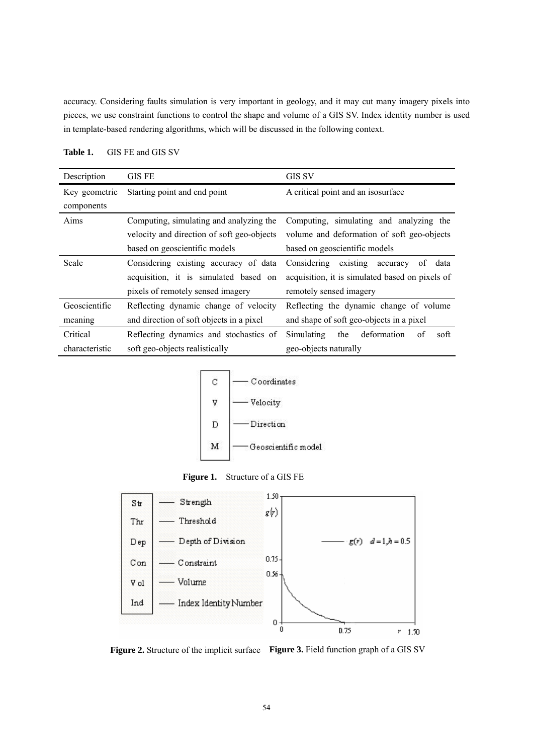accuracy. Considering faults simulation is very important in geology, and it may cut many imagery pixels into pieces, we use constraint functions to control the shape and volume of a GIS SV. Index identity number is used in template-based rendering algorithms, which will be discussed in the following context.

**Table 1.** GIS FE and GIS SV

| Description | GIS FE | GIS SV |
|---|---|---|
| Key geometric components | Starting point and end point | A critical point and an isosurface |
| Aims | Computing, simulating and analyzing the velocity and direction of soft geo-objects based on geoscientific models | Computing, simulating and analyzing the volume and deformation of soft geo-objects based on geoscientific models |
| Scale | Considering existing accuracy of data acquisition, it is simulated based on pixels of remotely sensed imagery | Considering existing accuracy of data acquisition, it is simulated based on pixels of remotely sensed imagery |
| Geoscientific meaning | Reflecting dynamic change of velocity and direction of soft objects in a pixel | Reflecting the dynamic change of volume and shape of soft geo-objects in a pixel |
| Critical characteristic | Reflecting dynamics and stochastics of soft geo-objects realistically | Simulating the deformation of soft geo-objects naturally |

C — Coordinates
V — Velocity
D — Direction
M — Geoscientific model

**Figure 1.** Structure of a GIS FE

Str — Strength
Thr — Threshold
Dep — Depth of Division
Con — Constraint
Vol — Volume
Ind — Index Identity Number

**Figure 2.** Structure of the implicit surface

**Figure 3.** Field function graph of a GIS SV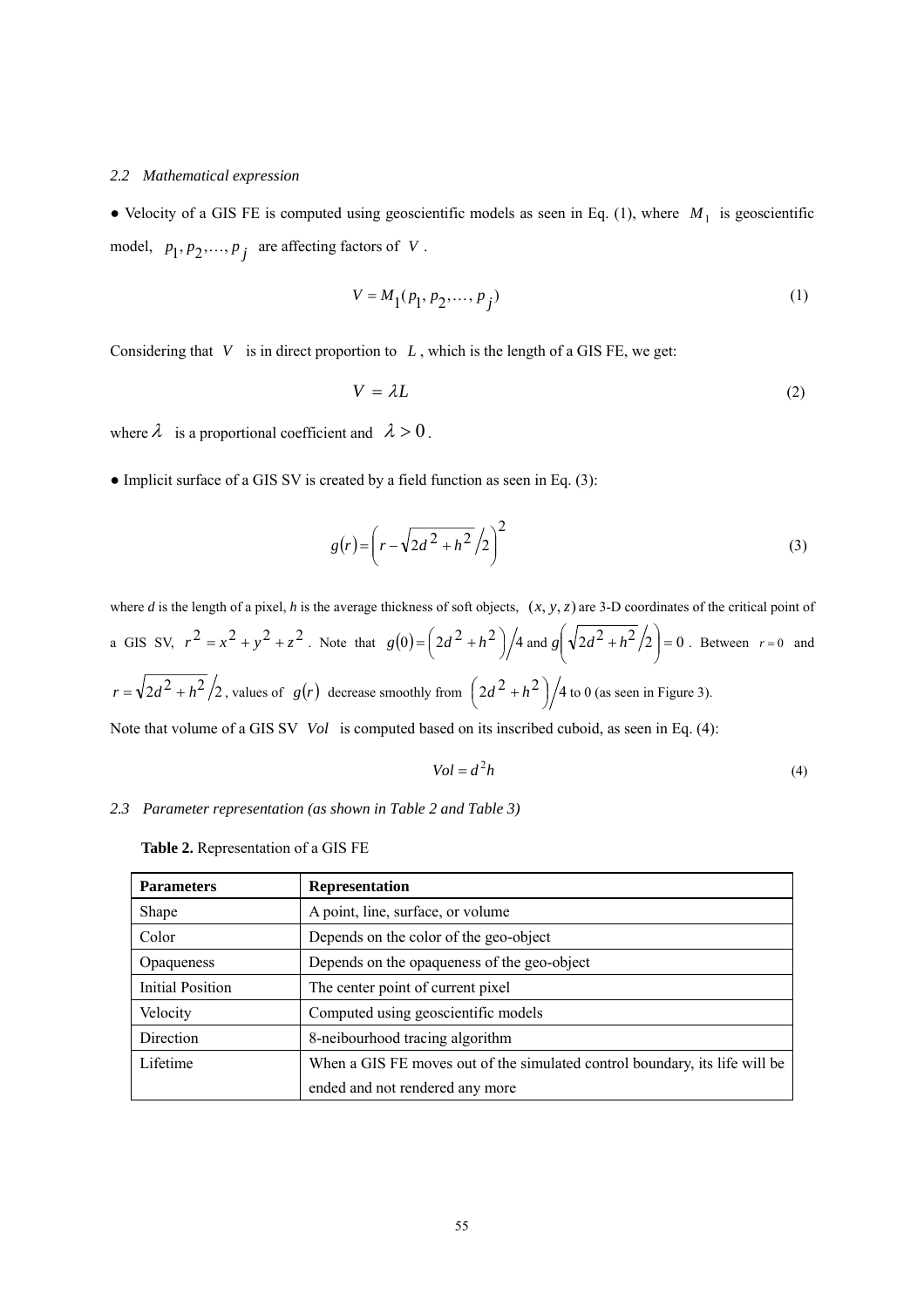### *2.2 Mathematical expression*

● Velocity of a GIS FE is computed using geoscientific models as seen in Eq. (1), where $M_1$ is geoscientific model, $p_1, p_2, \ldots, p_j$ are affecting factors of $V$.

$$V = M_1(p_1, p_2, \ldots, p_j) \tag{1}$$

Considering that $V$ is in direct proportion to $L$, which is the length of a GIS FE, we get:

$$V = \lambda L \tag{2}$$

where $\lambda$ is a proportional coefficient and $\lambda > 0$.

● Implicit surface of a GIS SV is created by a field function as seen in Eq. (3):

$$g(r) = \left( r - \sqrt{2d^2 + h^2} \Big/ 2 \right)^2 \tag{3}$$

where *d* is the length of a pixel, *h* is the average thickness of soft objects, $(x, y, z)$ are 3-D coordinates of the critical point of a GIS SV, $r^2 = x^2 + y^2 + z^2$. Note that $g(0) = \left( 2d^2 + h^2 \right) \Big/ 4$ and $g\left( \sqrt{2d^2 + h^2} \Big/ 2 \right) = 0$. Between $r = 0$ and $r = \sqrt{2d^2 + h^2} \Big/ 2$, values of $g(r)$ decrease smoothly from $\left( 2d^2 + h^2 \right) \Big/ 4$ to 0 (as seen in Figure 3).

Note that volume of a GIS SV $Vol$ is computed based on its inscribed cuboid, as seen in Eq. (4):

$$Vol = d^2 h \tag{4}$$

### *2.3 Parameter representation (as shown in Table 2 and Table 3)*

**Table 2.** Representation of a GIS FE

| **Parameters** | **Representation** |
|---|---|
| Shape | A point, line, surface, or volume |
| Color | Depends on the color of the geo-object |
| Opaqueness | Depends on the opaqueness of the geo-object |
| Initial Position | The center point of current pixel |
| Velocity | Computed using geoscientific models |
| Direction | 8-neibourhood tracing algorithm |
| Lifetime | When a GIS FE moves out of the simulated control boundary, its life will be ended and not rendered any more |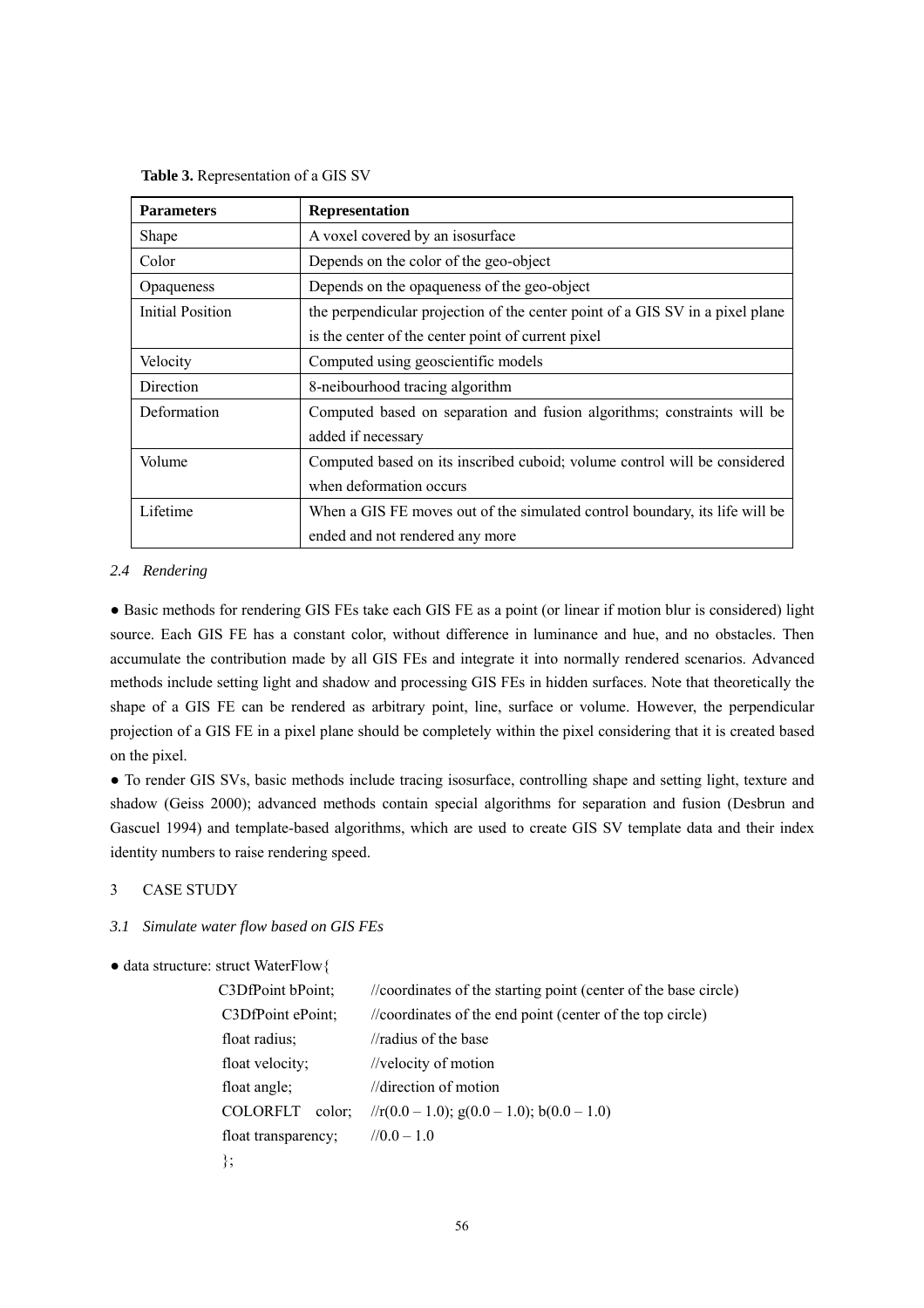**Table 3.** Representation of a GIS SV

| Parameters | Representation |
| --- | --- |
| Shape | A voxel covered by an isosurface |
| Color | Depends on the color of the geo-object |
| Opaqueness | Depends on the opaqueness of the geo-object |
| Initial Position | the perpendicular projection of the center point of a GIS SV in a pixel plane is the center of the center point of current pixel |
| Velocity | Computed using geoscientific models |
| Direction | 8-neibourhood tracing algorithm |
| Deformation | Computed based on separation and fusion algorithms; constraints will be added if necessary |
| Volume | Computed based on its inscribed cuboid; volume control will be considered when deformation occurs |
| Lifetime | When a GIS FE moves out of the simulated control boundary, its life will be ended and not rendered any more |

### *2.4 Rendering*

● Basic methods for rendering GIS FEs take each GIS FE as a point (or linear if motion blur is considered) light source. Each GIS FE has a constant color, without difference in luminance and hue, and no obstacles. Then accumulate the contribution made by all GIS FEs and integrate it into normally rendered scenarios. Advanced methods include setting light and shadow and processing GIS FEs in hidden surfaces. Note that theoretically the shape of a GIS FE can be rendered as arbitrary point, line, surface or volume. However, the perpendicular projection of a GIS FE in a pixel plane should be completely within the pixel considering that it is created based on the pixel.

● To render GIS SVs, basic methods include tracing isosurface, controlling shape and setting light, texture and shadow (Geiss 2000); advanced methods contain special algorithms for separation and fusion (Desbrun and Gascuel 1994) and template-based algorithms, which are used to create GIS SV template data and their index identity numbers to raise rendering speed.

## 3 CASE STUDY

### *3.1 Simulate water flow based on GIS FEs*

● data structure:
```
struct WaterFlow{
    C3DfPoint bPoint;     //coordinates of the starting point (center of the base circle)
    C3DfPoint ePoint;     //coordinates of the end point (center of the top circle)
    float radius;         //radius of the base
    float velocity;       //velocity of motion
    float angle;          //direction of motion
    COLORFLT  color;      //r(0.0 – 1.0); g(0.0 – 1.0); b(0.0 – 1.0)
    float transparency;   //0.0 – 1.0
};
```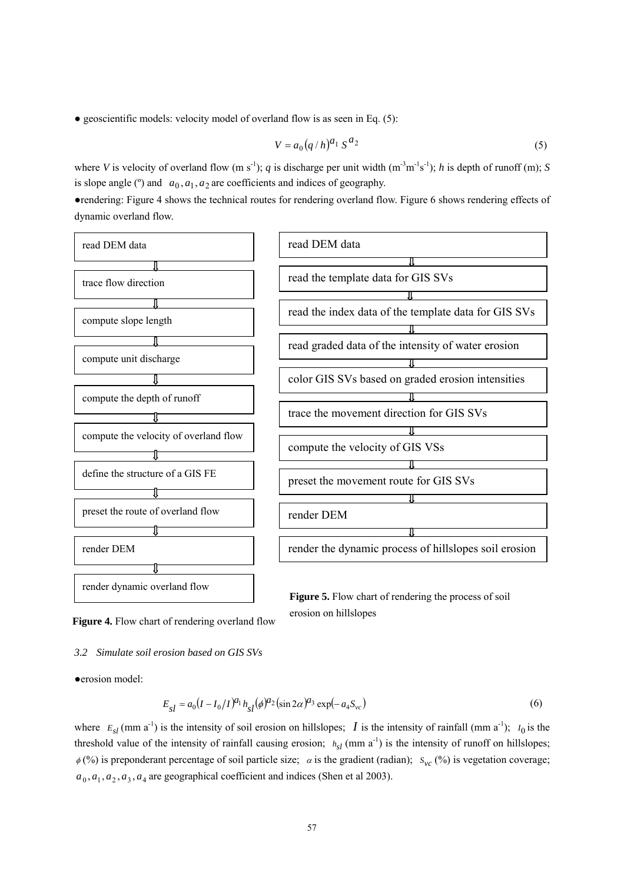● geoscientific models: velocity model of overland flow is as seen in Eq. (5):

$$V = a_0 (q/h)^{a_1} S^{a_2} \tag{5}$$

where $V$ is velocity of overland flow (m s$^{-1}$); $q$ is discharge per unit width (m$^{-3}$m$^{-1}$s$^{-1}$); $h$ is depth of runoff (m); $S$ is slope angle (º) and $a_0, a_1, a_2$ are coefficients and indices of geography.

●rendering: Figure 4 shows the technical routes for rendering overland flow. Figure 6 shows rendering effects of dynamic overland flow.

read DEM data
⇩
trace flow direction
⇩
compute slope length
⇩
compute unit discharge
⇩
compute the depth of runoff
⇩
compute the velocity of overland flow
⇩
define the structure of a GIS FE
⇩
preset the route of overland flow
⇩
render DEM
⇩
render dynamic overland flow

**Figure 4.** Flow chart of rendering overland flow

read DEM data
⇩
read the template data for GIS SVs
⇩
read the index data of the template data for GIS SVs
⇩
read graded data of the intensity of water erosion
⇩
color GIS SVs based on graded erosion intensities
⇩
trace the movement direction for GIS SVs
⇩
compute the velocity of GIS VSs
⇩
preset the movement route for GIS SVs
⇩
render DEM
⇩
render the dynamic process of hillslopes soil erosion

**Figure 5.** Flow chart of rendering the process of soil erosion on hillslopes

### *3.2 Simulate soil erosion based on GIS SVs*

●erosion model:

$$E_{sl} = a_0 (I - I_0 / I)^{a_1} h_{sl} (\phi)^{a_2} (\sin 2\alpha)^{a_3} \exp(-a_4 S_{vc}) \tag{6}$$

where $E_{sl}$ (mm a$^{-1}$) is the intensity of soil erosion on hillslopes; $I$ is the intensity of rainfall (mm a$^{-1}$); $I_0$ is the threshold value of the intensity of rainfall causing erosion; $h_{sl}$ (mm a$^{-1}$) is the intensity of runoff on hillslopes; $\phi$ (%) is preponderant percentage of soil particle size; $\alpha$ is the gradient (radian); $S_{vc}$ (%) is vegetation coverage; $a_0, a_1, a_2, a_3, a_4$ are geographical coefficient and indices (Shen et al 2003).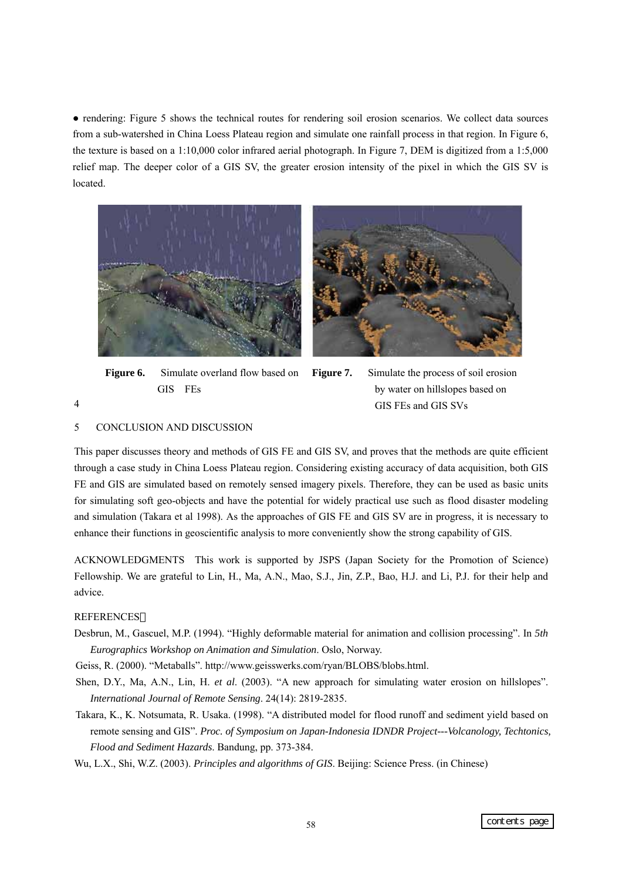● rendering: Figure 5 shows the technical routes for rendering soil erosion scenarios. We collect data sources from a sub-watershed in China Loess Plateau region and simulate one rainfall process in that region. In Figure 6, the texture is based on a 1:10,000 color infrared aerial photograph. In Figure 7, DEM is digitized from a 1:5,000 relief map. The deeper color of a GIS SV, the greater erosion intensity of the pixel in which the GIS SV is located.

**Figure 6.** Simulate overland flow based on GIS FEs

**Figure 7.** Simulate the process of soil erosion by water on hillslopes based on GIS FEs and GIS SVs

4

## 5 CONCLUSION AND DISCUSSION

This paper discusses theory and methods of GIS FE and GIS SV, and proves that the methods are quite efficient through a case study in China Loess Plateau region. Considering existing accuracy of data acquisition, both GIS FE and GIS are simulated based on remotely sensed imagery pixels. Therefore, they can be used as basic units for simulating soft geo-objects and have the potential for widely practical use such as flood disaster modeling and simulation (Takara et al 1998). As the approaches of GIS FE and GIS SV are in progress, it is necessary to enhance their functions in geoscientific analysis to more conveniently show the strong capability of GIS.

ACKNOWLEDGMENTS This work is supported by JSPS (Japan Society for the Promotion of Science) Fellowship. We are grateful to Lin, H., Ma, A.N., Mao, S.J., Jin, Z.P., Bao, H.J. and Li, P.J. for their help and advice.

REFERENCES：

Desbrun, M., Gascuel, M.P. (1994). "Highly deformable material for animation and collision processing". In *5th Eurographics Workshop on Animation and Simulation*. Oslo, Norway.

Geiss, R. (2000). "Metaballs". http://www.geisswerks.com/ryan/BLOBS/blobs.html.

Shen, D.Y., Ma, A.N., Lin, H. *et al*. (2003). "A new approach for simulating water erosion on hillslopes". *International Journal of Remote Sensing*. 24(14): 2819-2835.

Takara, K., K. Notsumata, R. Usaka. (1998). "A distributed model for flood runoff and sediment yield based on remote sensing and GIS". *Proc. of Symposium on Japan-Indonesia IDNDR Project---Volcanology, Techtonics, Flood and Sediment Hazards*. Bandung, pp. 373-384.

Wu, L.X., Shi, W.Z. (2003). *Principles and algorithms of GIS*. Beijing: Science Press. (in Chinese)